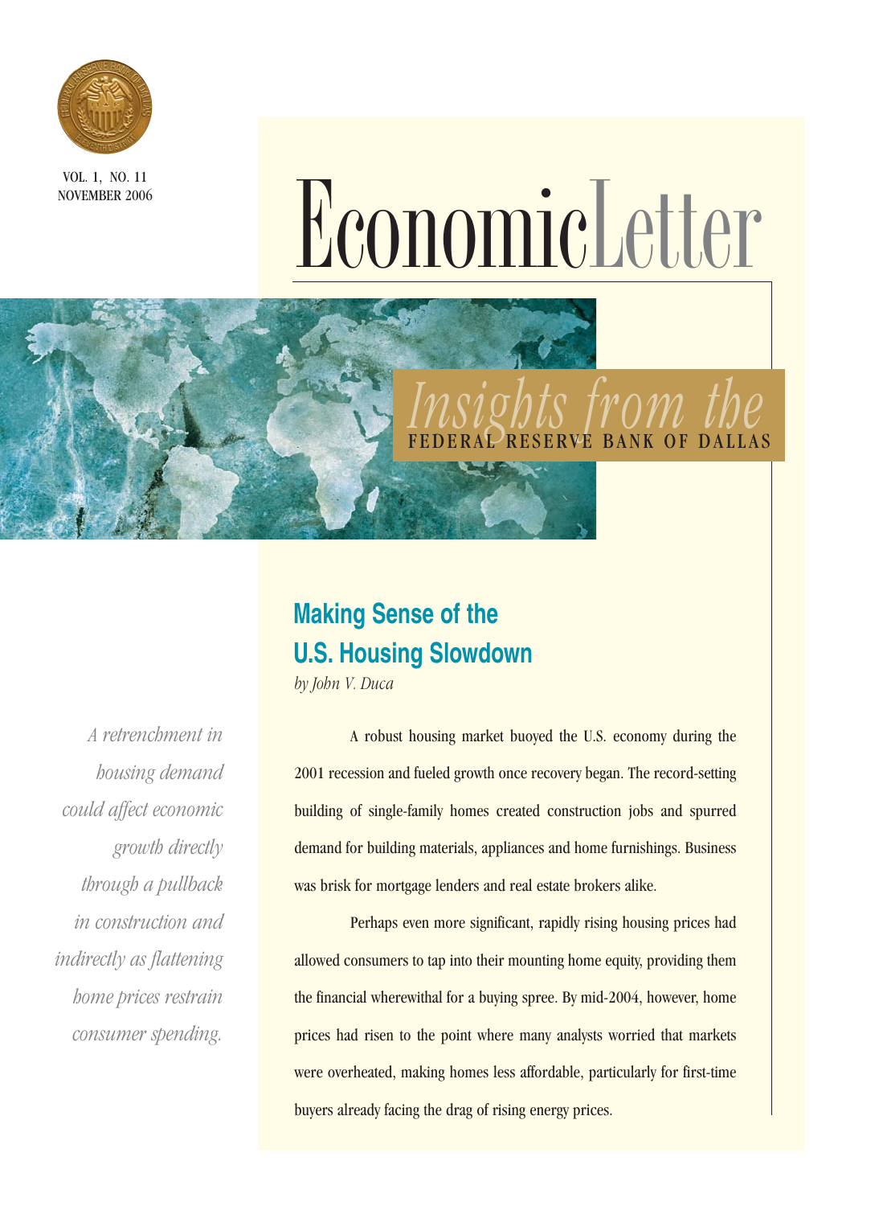VOL. 1, NO. 11
NOVEMBER 2006

# EconomicLetter

*Insights from the* FEDERAL RESERVE BANK OF DALLAS

## Making Sense of the U.S. Housing Slowdown

*by John V. Duca*

*A retrenchment in housing demand could affect economic growth directly through a pullback in construction and indirectly as flattening home prices restrain consumer spending.*

A robust housing market buoyed the U.S. economy during the 2001 recession and fueled growth once recovery began. The record-setting building of single-family homes created construction jobs and spurred demand for building materials, appliances and home furnishings. Business was brisk for mortgage lenders and real estate brokers alike.

Perhaps even more significant, rapidly rising housing prices had allowed consumers to tap into their mounting home equity, providing them the financial wherewithal for a buying spree. By mid-2004, however, home prices had risen to the point where many analysts worried that markets were overheated, making homes less affordable, particularly for first-time buyers already facing the drag of rising energy prices.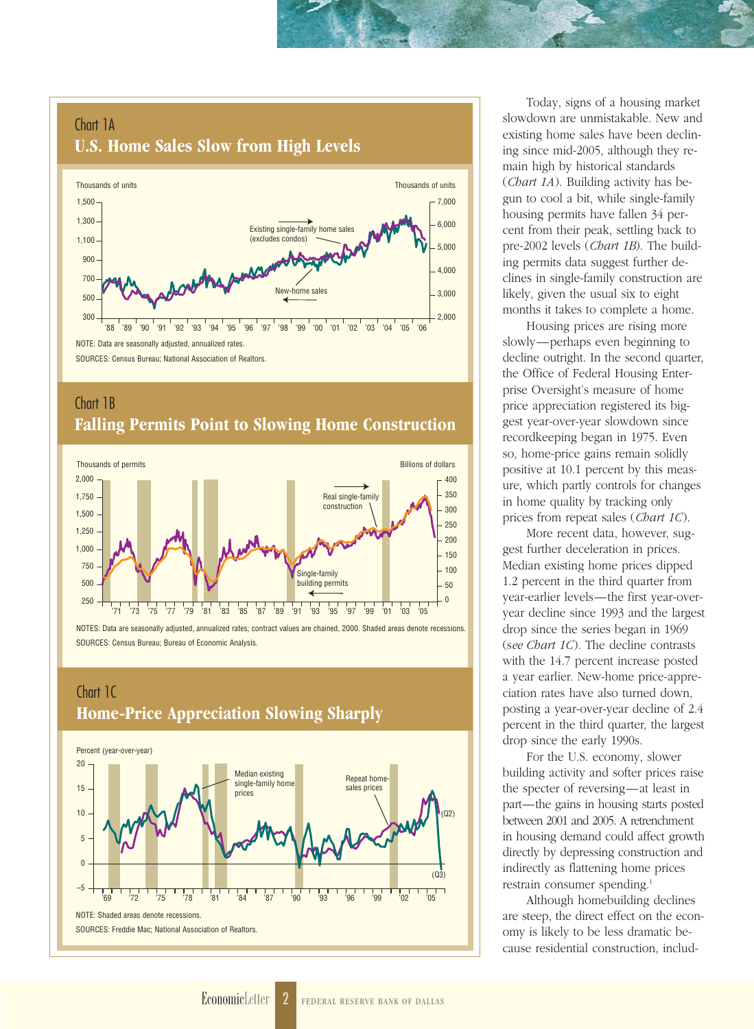### Chart 1A
## U.S. Home Sales Slow from High Levels

Thousands of units (left axis: 300–1,500); Thousands of units (right axis: 2,000–7,000)

Existing single-family home sales (excludes condos) →

← New-home sales

'88 '89 '90 '91 '92 '93 '94 '95 '96 '97 '98 '99 '00 '01 '02 '03 '04 '05 '06

NOTE: Data are seasonally adjusted, annualized rates.

SOURCES: Census Bureau; National Association of Realtors.

### Chart 1B
## Falling Permits Point to Slowing Home Construction

Thousands of permits (left axis: 250–2,000); Billions of dollars (right axis: 0–400)

Real single-family construction →

← Single-family building permits

'71 '73 '75 '77 '79 '81 '83 '85 '87 '89 '91 '93 '95 '97 '99 '01 '03 '05

NOTES: Data are seasonally adjusted, annualized rates; contract values are chained, 2000. Shaded areas denote recessions.

SOURCES: Census Bureau; Bureau of Economic Analysis.

### Chart 1C
## Home-Price Appreciation Slowing Sharply

Percent (year-over-year) (–5 to 20)

Median existing single-family home prices

Repeat home-sales prices

(Q2) (Q3)

'69 '72 '75 '78 '81 '84 '87 '90 '93 '96 '99 '02 '05

NOTE: Shaded areas denote recessions.

SOURCES: Freddie Mac; National Association of Realtors.

Today, signs of a housing market slowdown are unmistakable. New and existing home sales have been declining since mid-2005, although they remain high by historical standards (*Chart 1A*). Building activity has begun to cool a bit, while single-family housing permits have fallen 34 percent from their peak, settling back to pre-2002 levels (*Chart 1B*). The building permits data suggest further declines in single-family construction are likely, given the usual six to eight months it takes to complete a home.

Housing prices are rising more slowly—perhaps even beginning to decline outright. In the second quarter, the Office of Federal Housing Enterprise Oversight's measure of home price appreciation registered its biggest year-over-year slowdown since recordkeeping began in 1975. Even so, home-price gains remain solidly positive at 10.1 percent by this measure, which partly controls for changes in home quality by tracking only prices from repeat sales (*Chart 1C*).

More recent data, however, suggest further deceleration in prices. Median existing home prices dipped 1.2 percent in the third quarter from year-earlier levels—the first year-over-year decline since 1993 and the largest drop since the series began in 1969 (*see Chart 1C*). The decline contrasts with the 14.7 percent increase posted a year earlier. New-home price-appreciation rates have also turned down, posting a year-over-year decline of 2.4 percent in the third quarter, the largest drop since the early 1990s.

For the U.S. economy, slower building activity and softer prices raise the specter of reversing—at least in part—the gains in housing starts posted between 2001 and 2005. A retrenchment in housing demand could affect growth directly by depressing construction and indirectly as flattening home prices restrain consumer spending.[1]

Although homebuilding declines are steep, the direct effect on the economy is likely to be less dramatic because residential construction, includ-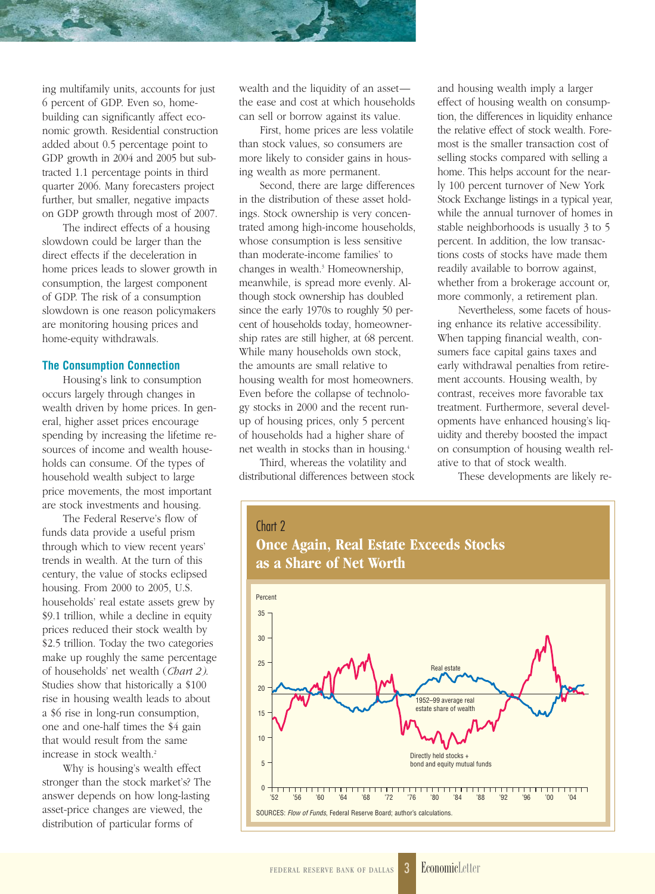ing multifamily units, accounts for just 6 percent of GDP. Even so, homebuilding can significantly affect economic growth. Residential construction added about 0.5 percentage point to GDP growth in 2004 and 2005 but subtracted 1.1 percentage points in third quarter 2006. Many forecasters project further, but smaller, negative impacts on GDP growth through most of 2007.

The indirect effects of a housing slowdown could be larger than the direct effects if the deceleration in home prices leads to slower growth in consumption, the largest component of GDP. The risk of a consumption slowdown is one reason policymakers are monitoring housing prices and home-equity withdrawals.

### The Consumption Connection

Housing's link to consumption occurs largely through changes in wealth driven by home prices. In general, higher asset prices encourage spending by increasing the lifetime resources of income and wealth households can consume. Of the types of household wealth subject to large price movements, the most important are stock investments and housing.

The Federal Reserve's flow of funds data provide a useful prism through which to view recent years' trends in wealth. At the turn of this century, the value of stocks eclipsed housing. From 2000 to 2005, U.S. households' real estate assets grew by $9.1 trillion, while a decline in equity prices reduced their stock wealth by $2.5 trillion. Today the two categories make up roughly the same percentage of households' net wealth (*Chart 2*). Studies show that historically a $100 rise in housing wealth leads to about a $6 rise in long-run consumption, one and one-half times the $4 gain that would result from the same increase in stock wealth.[2]

Why is housing's wealth effect stronger than the stock market's? The answer depends on how long-lasting asset-price changes are viewed, the distribution of particular forms of wealth and the liquidity of an asset—the ease and cost at which households can sell or borrow against its value.

First, home prices are less volatile than stock values, so consumers are more likely to consider gains in housing wealth as more permanent.

Second, there are large differences in the distribution of these asset holdings. Stock ownership is very concentrated among high-income households, whose consumption is less sensitive than moderate-income families' to changes in wealth.[3] Homeownership, meanwhile, is spread more evenly. Although stock ownership has doubled since the early 1970s to roughly 50 percent of households today, homeownership rates are still higher, at 68 percent. While many households own stock, the amounts are small relative to housing wealth for most homeowners. Even before the collapse of technology stocks in 2000 and the recent run-up of housing prices, only 5 percent of households had a higher share of net wealth in stocks than in housing.[4]

Third, whereas the volatility and distributional differences between stock and housing wealth imply a larger effect of housing wealth on consumption, the differences in liquidity enhance the relative effect of stock wealth. Foremost is the smaller transaction cost of selling stocks compared with selling a home. This helps account for the nearly 100 percent turnover of New York Stock Exchange listings in a typical year, while the annual turnover of homes in stable neighborhoods is usually 3 to 5 percent. In addition, the low transactions costs of stocks have made them readily available to borrow against, whether from a brokerage account or, more commonly, a retirement plan.

Nevertheless, some facets of housing enhance its relative accessibility. When tapping financial wealth, consumers face capital gains taxes and early withdrawal penalties from retirement accounts. Housing wealth, by contrast, receives more favorable tax treatment. Furthermore, several developments have enhanced housing's liquidity and thereby boosted the impact on consumption of housing wealth relative to that of stock wealth.

These developments are likely re-

**Chart 2**
**Once Again, Real Estate Exceeds Stocks as a Share of Net Worth**

SOURCES: *Flow of Funds*, Federal Reserve Board; author's calculations.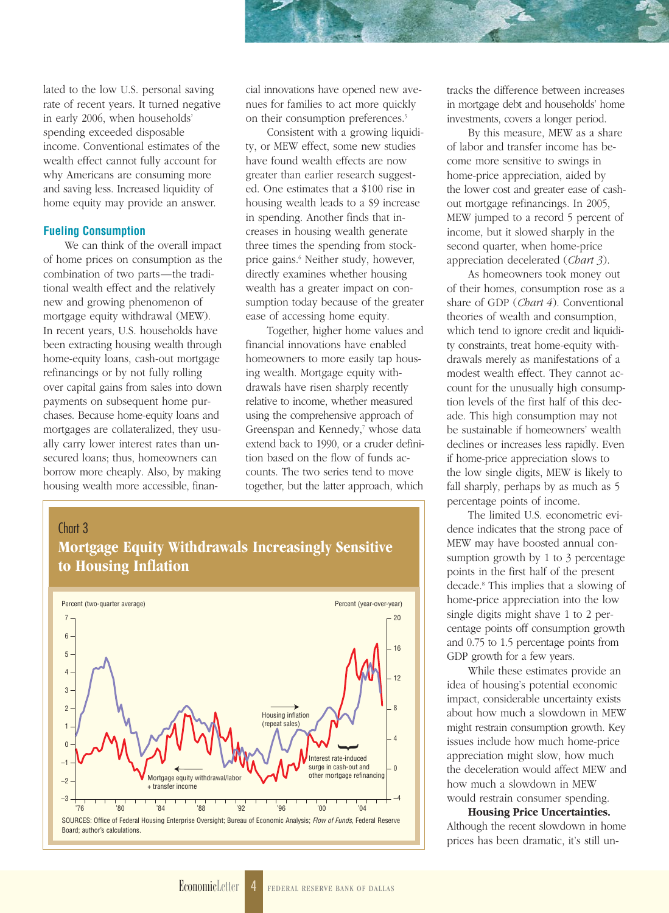lated to the low U.S. personal saving rate of recent years. It turned negative in early 2006, when households' spending exceeded disposable income. Conventional estimates of the wealth effect cannot fully account for why Americans are consuming more and saving less. Increased liquidity of home equity may provide an answer.

### Fueling Consumption

We can think of the overall impact of home prices on consumption as the combination of two parts—the traditional wealth effect and the relatively new and growing phenomenon of mortgage equity withdrawal (MEW). In recent years, U.S. households have been extracting housing wealth through home-equity loans, cash-out mortgage refinancings or by not fully rolling over capital gains from sales into down payments on subsequent home purchases. Because home-equity loans and mortgages are collateralized, they usually carry lower interest rates than unsecured loans; thus, homeowners can borrow more cheaply. Also, by making housing wealth more accessible, financial innovations have opened new avenues for families to act more quickly on their consumption preferences.[5]

Consistent with a growing liquidity, or MEW effect, some new studies have found wealth effects are now greater than earlier research suggested. One estimates that a $100 rise in housing wealth leads to a $9 increase in spending. Another finds that increases in housing wealth generate three times the spending from stock-price gains.[6] Neither study, however, directly examines whether housing wealth has a greater impact on consumption today because of the greater ease of accessing home equity.

Together, higher home values and financial innovations have enabled homeowners to more easily tap housing wealth. Mortgage equity withdrawals have risen sharply recently relative to income, whether measured using the comprehensive approach of Greenspan and Kennedy,[7] whose data extend back to 1990, or a cruder definition based on the flow of funds accounts. The two series tend to move together, but the latter approach, which tracks the difference between increases in mortgage debt and households' home investments, covers a longer period.

By this measure, MEW as a share of labor and transfer income has become more sensitive to swings in home-price appreciation, aided by the lower cost and greater ease of cash-out mortgage refinancings. In 2005, MEW jumped to a record 5 percent of income, but it slowed sharply in the second quarter, when home-price appreciation decelerated (*Chart 3*).

As homeowners took money out of their homes, consumption rose as a share of GDP (*Chart 4*). Conventional theories of wealth and consumption, which tend to ignore credit and liquidity constraints, treat home-equity withdrawals merely as manifestations of a modest wealth effect. They cannot account for the unusually high consumption levels of the first half of this decade. This high consumption may not be sustainable if homeowners' wealth declines or increases less rapidly. Even if home-price appreciation slows to the low single digits, MEW is likely to fall sharply, perhaps by as much as 5 percentage points of income.

The limited U.S. econometric evidence indicates that the strong pace of MEW may have boosted annual consumption growth by 1 to 3 percentage points in the first half of the present decade.[8] This implies that a slowing of home-price appreciation into the low single digits might shave 1 to 2 percentage points off consumption growth and 0.75 to 1.5 percentage points from GDP growth for a few years.

While these estimates provide an idea of housing's potential economic impact, considerable uncertainty exists about how much a slowdown in MEW might restrain consumption growth. Key issues include how much home-price appreciation might slow, how much the deceleration would affect MEW and how much a slowdown in MEW would restrain consumer spending.

**Housing Price Uncertainties.** Although the recent slowdown in home prices has been dramatic, it's still un-

Chart 3
**Mortgage Equity Withdrawals Increasingly Sensitive to Housing Inflation**

SOURCES: Office of Federal Housing Enterprise Oversight; Bureau of Economic Analysis; *Flow of Funds*, Federal Reserve Board; author's calculations.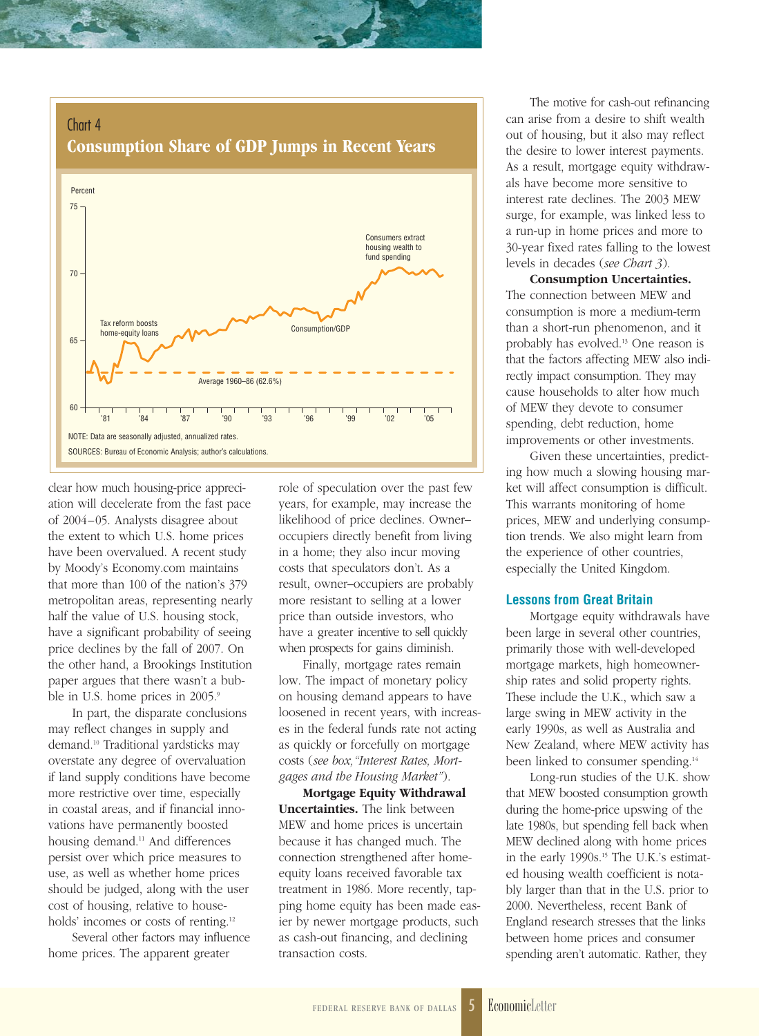Chart 4

**Consumption Share of GDP Jumps in Recent Years**

NOTE: Data are seasonally adjusted, annualized rates.

SOURCES: Bureau of Economic Analysis; author's calculations.

clear how much housing-price appreciation will decelerate from the fast pace of 2004–05. Analysts disagree about the extent to which U.S. home prices have been overvalued. A recent study by Moody's Economy.com maintains that more than 100 of the nation's 379 metropolitan areas, representing nearly half the value of U.S. housing stock, have a significant probability of seeing price declines by the fall of 2007. On the other hand, a Brookings Institution paper argues that there wasn't a bubble in U.S. home prices in 2005.[9]

In part, the disparate conclusions may reflect changes in supply and demand.[10] Traditional yardsticks may overstate any degree of overvaluation if land supply conditions have become more restrictive over time, especially in coastal areas, and if financial innovations have permanently boosted housing demand.[11] And differences persist over which price measures to use, as well as whether home prices should be judged, along with the user cost of housing, relative to households' incomes or costs of renting.[12]

Several other factors may influence home prices. The apparent greater role of speculation over the past few years, for example, may increase the likelihood of price declines. Owner–occupiers directly benefit from living in a home; they also incur moving costs that speculators don't. As a result, owner–occupiers are probably more resistant to selling at a lower price than outside investors, who have a greater incentive to sell quickly when prospects for gains diminish.

Finally, mortgage rates remain low. The impact of monetary policy on housing demand appears to have loosened in recent years, with increases in the federal funds rate not acting as quickly or forcefully on mortgage costs (*see box, "Interest Rates, Mortgages and the Housing Market"*).

**Mortgage Equity Withdrawal Uncertainties.** The link between MEW and home prices is uncertain because it has changed much. The connection strengthened after home-equity loans received favorable tax treatment in 1986. More recently, tapping home equity has been made easier by newer mortgage products, such as cash-out financing, and declining transaction costs.

The motive for cash-out refinancing can arise from a desire to shift wealth out of housing, but it also may reflect the desire to lower interest payments. As a result, mortgage equity withdrawals have become more sensitive to interest rate declines. The 2003 MEW surge, for example, was linked less to a run-up in home prices and more to 30-year fixed rates falling to the lowest levels in decades (*see Chart 3*).

**Consumption Uncertainties.** The connection between MEW and consumption is more a medium-term than a short-run phenomenon, and it probably has evolved.[13] One reason is that the factors affecting MEW also indirectly impact consumption. They may cause households to alter how much of MEW they devote to consumer spending, debt reduction, home improvements or other investments.

Given these uncertainties, predicting how much a slowing housing market will affect consumption is difficult. This warrants monitoring of home prices, MEW and underlying consumption trends. We also might learn from the experience of other countries, especially the United Kingdom.

### Lessons from Great Britain

Mortgage equity withdrawals have been large in several other countries, primarily those with well-developed mortgage markets, high homeownership rates and solid property rights. These include the U.K., which saw a large swing in MEW activity in the early 1990s, as well as Australia and New Zealand, where MEW activity has been linked to consumer spending.[14]

Long-run studies of the U.K. show that MEW boosted consumption growth during the home-price upswing of the late 1980s, but spending fell back when MEW declined along with home prices in the early 1990s.[15] The U.K.'s estimated housing wealth coefficient is notably larger than that in the U.S. prior to 2000. Nevertheless, recent Bank of England research stresses that the links between home prices and consumer spending aren't automatic. Rather, they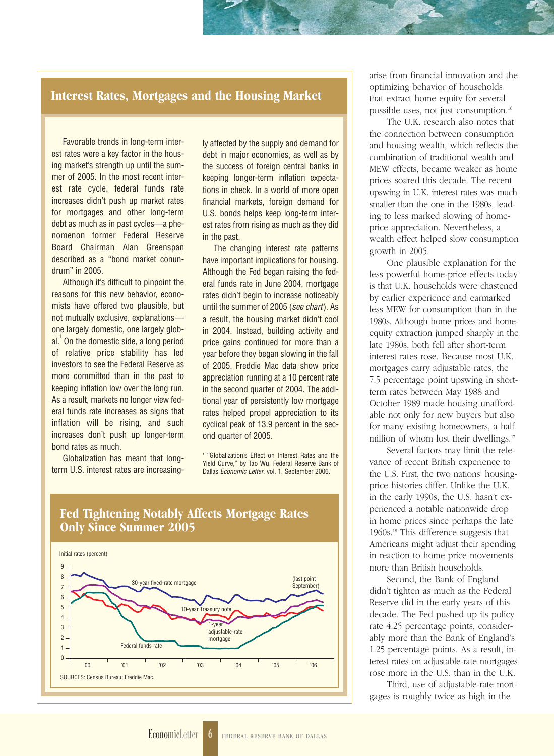## Interest Rates, Mortgages and the Housing Market

Favorable trends in long-term interest rates were a key factor in the housing market's strength up until the summer of 2005. In the most recent interest rate cycle, federal funds rate increases didn't push up market rates for mortgages and other long-term debt as much as in past cycles—a phenomenon former Federal Reserve Board Chairman Alan Greenspan described as a "bond market conundrum" in 2005.

Although it's difficult to pinpoint the reasons for this new behavior, economists have offered two plausible, but not mutually exclusive, explanations—one largely domestic, one largely global.[1] On the domestic side, a long period of relative price stability has led investors to see the Federal Reserve as more committed than in the past to keeping inflation low over the long run. As a result, markets no longer view federal funds rate increases as signs that inflation will be rising, and such increases don't push up longer-term bond rates as much.

Globalization has meant that long-term U.S. interest rates are increasingly affected by the supply and demand for debt in major economies, as well as by the success of foreign central banks in keeping longer-term inflation expectations in check. In a world of more open financial markets, foreign demand for U.S. bonds helps keep long-term interest rates from rising as much as they did in the past.

The changing interest rate patterns have important implications for housing. Although the Fed began raising the federal funds rate in June 2004, mortgage rates didn't begin to increase noticeably until the summer of 2005 (*see chart*). As a result, the housing market didn't cool in 2004. Instead, building activity and price gains continued for more than a year before they began slowing in the fall of 2005. Freddie Mac data show price appreciation running at a 10 percent rate in the second quarter of 2004. The additional year of persistently low mortgage rates helped propel appreciation to its cyclical peak of 13.9 percent in the second quarter of 2005.

[1] "Globalization's Effect on Interest Rates and the Yield Curve," by Tao Wu, Federal Reserve Bank of Dallas *Economic Letter*, vol. 1, September 2006.

### Fed Tightening Notably Affects Mortgage Rates Only Since Summer 2005

Initial rates (percent)

(Chart series: 30-year fixed-rate mortgage; 10-year Treasury note; 1-year adjustable-rate mortgage; Federal funds rate. Horizontal axis '00–'06; last point September.)

SOURCES: Census Bureau; Freddie Mac.

arise from financial innovation and the optimizing behavior of households that extract home equity for several possible uses, not just consumption.[16]

The U.K. research also notes that the connection between consumption and housing wealth, which reflects the combination of traditional wealth and MEW effects, became weaker as home prices soared this decade. The recent upswing in U.K. interest rates was much smaller than the one in the 1980s, leading to less marked slowing of home-price appreciation. Nevertheless, a wealth effect helped slow consumption growth in 2005.

One plausible explanation for the less powerful home-price effects today is that U.K. households were chastened by earlier experience and earmarked less MEW for consumption than in the 1980s. Although home prices and home-equity extraction jumped sharply in the late 1980s, both fell after short-term interest rates rose. Because most U.K. mortgages carry adjustable rates, the 7.5 percentage point upswing in short-term rates between May 1988 and October 1989 made housing unaffordable not only for new buyers but also for many existing homeowners, a half million of whom lost their dwellings.[17]

Several factors may limit the relevance of recent British experience to the U.S. First, the two nations' housing-price histories differ. Unlike the U.K. in the early 1990s, the U.S. hasn't experienced a notable nationwide drop in home prices since perhaps the late 1960s.[18] This difference suggests that Americans might adjust their spending in reaction to home price movements more than British households.

Second, the Bank of England didn't tighten as much as the Federal Reserve did in the early years of this decade. The Fed pushed up its policy rate 4.25 percentage points, considerably more than the Bank of England's 1.25 percentage points. As a result, interest rates on adjustable-rate mortgages rose more in the U.S. than in the U.K.

Third, use of adjustable-rate mortgages is roughly twice as high in the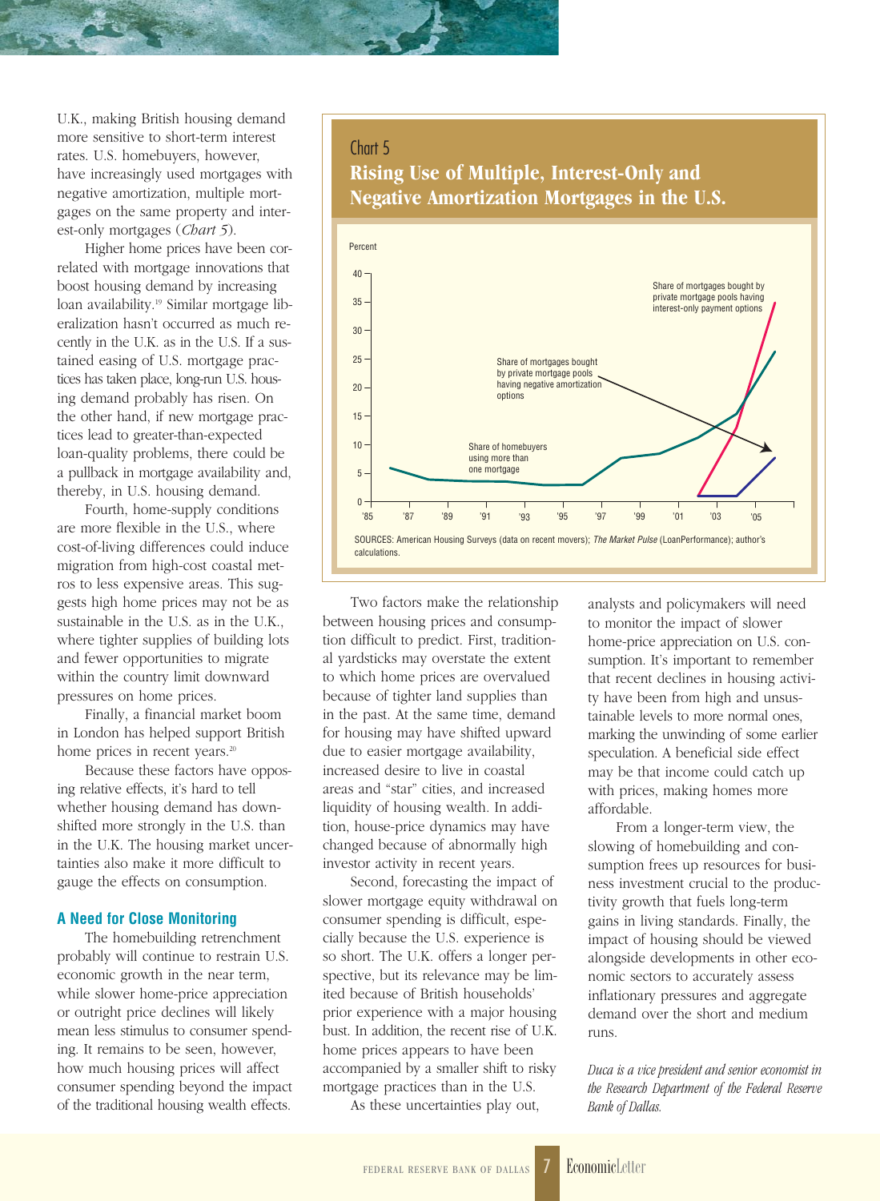U.K., making British housing demand more sensitive to short-term interest rates. U.S. homebuyers, however, have increasingly used mortgages with negative amortization, multiple mortgages on the same property and interest-only mortgages (*Chart 5*).

Higher home prices have been correlated with mortgage innovations that boost housing demand by increasing loan availability.[19] Similar mortgage liberalization hasn't occurred as much recently in the U.K. as in the U.S. If a sustained easing of U.S. mortgage practices has taken place, long-run U.S. housing demand probably has risen. On the other hand, if new mortgage practices lead to greater-than-expected loan-quality problems, there could be a pullback in mortgage availability and, thereby, in U.S. housing demand.

Fourth, home-supply conditions are more flexible in the U.S., where cost-of-living differences could induce migration from high-cost coastal metros to less expensive areas. This suggests high home prices may not be as sustainable in the U.S. as in the U.K., where tighter supplies of building lots and fewer opportunities to migrate within the country limit downward pressures on home prices.

Finally, a financial market boom in London has helped support British home prices in recent years.[20]

Because these factors have opposing relative effects, it's hard to tell whether housing demand has downshifted more strongly in the U.S. than in the U.K. The housing market uncertainties also make it more difficult to gauge the effects on consumption.

Chart 5
**Rising Use of Multiple, Interest-Only and Negative Amortization Mortgages in the U.S.**

SOURCES: American Housing Surveys (data on recent movers); *The Market Pulse* (LoanPerformance); author's calculations.

## A Need for Close Monitoring

The homebuilding retrenchment probably will continue to restrain U.S. economic growth in the near term, while slower home-price appreciation or outright price declines will likely mean less stimulus to consumer spending. It remains to be seen, however, how much housing prices will affect consumer spending beyond the impact of the traditional housing wealth effects.

Two factors make the relationship between housing prices and consumption difficult to predict. First, traditional yardsticks may overstate the extent to which home prices are overvalued because of tighter land supplies than in the past. At the same time, demand for housing may have shifted upward due to easier mortgage availability, increased desire to live in coastal areas and "star" cities, and increased liquidity of housing wealth. In addition, house-price dynamics may have changed because of abnormally high investor activity in recent years.

Second, forecasting the impact of slower mortgage equity withdrawal on consumer spending is difficult, especially because the U.S. experience is so short. The U.K. offers a longer perspective, but its relevance may be limited because of British households' prior experience with a major housing bust. In addition, the recent rise of U.K. home prices appears to have been accompanied by a smaller shift to risky mortgage practices than in the U.S.

As these uncertainties play out, analysts and policymakers will need to monitor the impact of slower home-price appreciation on U.S. consumption. It's important to remember that recent declines in housing activity have been from high and unsustainable levels to more normal ones, marking the unwinding of some earlier speculation. A beneficial side effect may be that income could catch up with prices, making homes more affordable.

From a longer-term view, the slowing of homebuilding and consumption frees up resources for business investment crucial to the productivity growth that fuels long-term gains in living standards. Finally, the impact of housing should be viewed alongside developments in other economic sectors to accurately assess inflationary pressures and aggregate demand over the short and medium runs.

*Duca is a vice president and senior economist in the Research Department of the Federal Reserve Bank of Dallas.*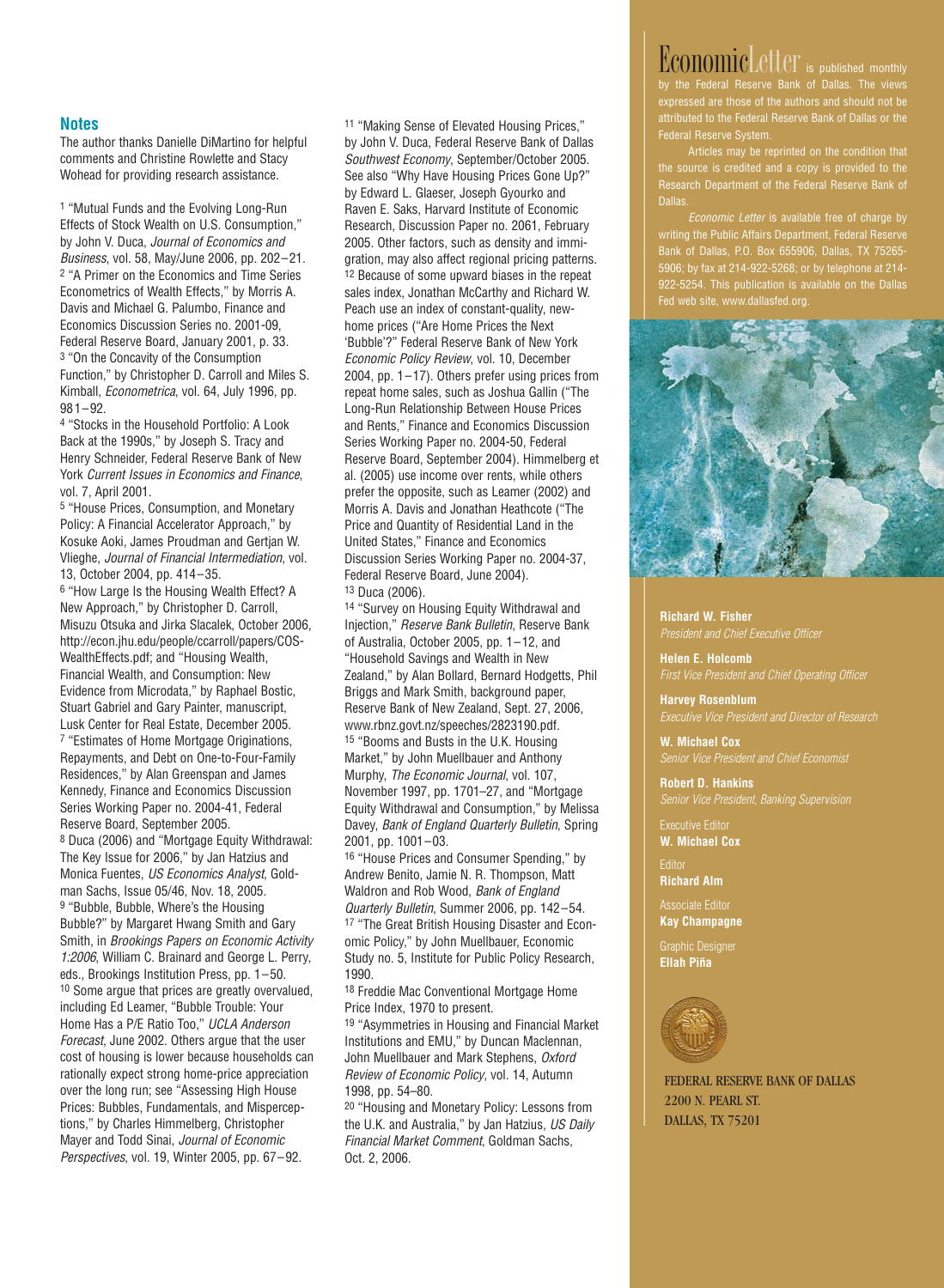## Notes

The author thanks Danielle DiMartino for helpful comments and Christine Rowlette and Stacy Wohead for providing research assistance.

[1] "Mutual Funds and the Evolving Long-Run Effects of Stock Wealth on U.S. Consumption," by John V. Duca, *Journal of Economics and Business*, vol. 58, May/June 2006, pp. 202–21.

[2] "A Primer on the Economics and Time Series Econometrics of Wealth Effects," by Morris A. Davis and Michael G. Palumbo, Finance and Economics Discussion Series no. 2001-09, Federal Reserve Board, January 2001, p. 33.

[3] "On the Concavity of the Consumption Function," by Christopher D. Carroll and Miles S. Kimball, *Econometrica*, vol. 64, July 1996, pp. 981–92.

[4] "Stocks in the Household Portfolio: A Look Back at the 1990s," by Joseph S. Tracy and Henry Schneider, Federal Reserve Bank of New York *Current Issues in Economics and Finance*, vol. 7, April 2001.

[5] "House Prices, Consumption, and Monetary Policy: A Financial Accelerator Approach," by Kosuke Aoki, James Proudman and Gertjan W. Vlieghe, *Journal of Financial Intermediation*, vol. 13, October 2004, pp. 414–35.

[6] "How Large Is the Housing Wealth Effect? A New Approach," by Christopher D. Carroll, Misuzu Otsuka and Jirka Slacalek, October 2006, http://econ.jhu.edu/people/ccarroll/papers/COS-WealthEffects.pdf; and "Housing Wealth, Financial Wealth, and Consumption: New Evidence from Microdata," by Raphael Bostic, Stuart Gabriel and Gary Painter, manuscript, Lusk Center for Real Estate, December 2005.

[7] "Estimates of Home Mortgage Originations, Repayments, and Debt on One-to-Four-Family Residences," by Alan Greenspan and James Kennedy, Finance and Economics Discussion Series Working Paper no. 2004-41, Federal Reserve Board, September 2005.

[8] Duca (2006) and "Mortgage Equity Withdrawal: The Key Issue for 2006," by Jan Hatzius and Monica Fuentes, *US Economics Analyst*, Goldman Sachs, Issue 05/46, Nov. 18, 2005.

[9] "Bubble, Bubble, Where's the Housing Bubble?" by Margaret Hwang Smith and Gary Smith, in *Brookings Papers on Economic Activity 1:2006*, William C. Brainard and George L. Perry, eds., Brookings Institution Press, pp. 1–50.

[10] Some argue that prices are greatly overvalued, including Ed Leamer, "Bubble Trouble: Your Home Has a P/E Ratio Too," *UCLA Anderson Forecast*, June 2002. Others argue that the user cost of housing is lower because households can rationally expect strong home-price appreciation over the long run; see "Assessing High House Prices: Bubbles, Fundamentals, and Misperceptions," by Charles Himmelberg, Christopher Mayer and Todd Sinai, *Journal of Economic Perspectives*, vol. 19, Winter 2005, pp. 67–92.

[11] "Making Sense of Elevated Housing Prices," by John V. Duca, Federal Reserve Bank of Dallas *Southwest Economy*, September/October 2005. See also "Why Have Housing Prices Gone Up?" by Edward L. Glaeser, Joseph Gyourko and Raven E. Saks, Harvard Institute of Economic Research, Discussion Paper no. 2061, February 2005. Other factors, such as density and immigration, may also affect regional pricing patterns.

[12] Because of some upward biases in the repeat sales index, Jonathan McCarthy and Richard W. Peach use an index of constant-quality, new-home prices ("Are Home Prices the Next 'Bubble'?" Federal Reserve Bank of New York *Economic Policy Review*, vol. 10, December 2004, pp. 1–17). Others prefer using prices from repeat home sales, such as Joshua Gallin ("The Long-Run Relationship Between House Prices and Rents," Finance and Economics Discussion Series Working Paper no. 2004-50, Federal Reserve Board, September 2004). Himmelberg et al. (2005) use income over rents, while others prefer the opposite, such as Leamer (2002) and Morris A. Davis and Jonathan Heathcote ("The Price and Quantity of Residential Land in the United States," Finance and Economics Discussion Series Working Paper no. 2004-37, Federal Reserve Board, June 2004).

[13] Duca (2006).

[14] "Survey on Housing Equity Withdrawal and Injection," *Reserve Bank Bulletin*, Reserve Bank of Australia, October 2005, pp. 1–12, and "Household Savings and Wealth in New Zealand," by Alan Bollard, Bernard Hodgetts, Phil Briggs and Mark Smith, background paper, Reserve Bank of New Zealand, Sept. 27, 2006, www.rbnz.govt.nz/speeches/2823190.pdf.

[15] "Booms and Busts in the U.K. Housing Market," by John Muellbauer and Anthony Murphy, *The Economic Journal*, vol. 107, November 1997, pp. 1701–27, and "Mortgage Equity Withdrawal and Consumption," by Melissa Davey, *Bank of England Quarterly Bulletin*, Spring 2001, pp. 1001–03.

[16] "House Prices and Consumer Spending," by Andrew Benito, Jamie N. R. Thompson, Matt Waldron and Rob Wood, *Bank of England Quarterly Bulletin*, Summer 2006, pp. 142–54.

[17] "The Great British Housing Disaster and Economic Policy," by John Muellbauer, Economic Study no. 5, Institute for Public Policy Research, 1990.

[18] Freddie Mac Conventional Mortgage Home Price Index, 1970 to present.

[19] "Asymmetries in Housing and Financial Market Institutions and EMU," by Duncan Maclennan, John Muellbauer and Mark Stephens, *Oxford Review of Economic Policy*, vol. 14, Autumn 1998, pp. 54–80.

[20] "Housing and Monetary Policy: Lessons from the U.K. and Australia," by Jan Hatzius, *US Daily Financial Market Comment*, Goldman Sachs, Oct. 2, 2006.

**EconomicLetter** is published monthly by the Federal Reserve Bank of Dallas. The views expressed are those of the authors and should not be attributed to the Federal Reserve Bank of Dallas or the Federal Reserve System.

Articles may be reprinted on the condition that the source is credited and a copy is provided to the Research Department of the Federal Reserve Bank of Dallas.

*Economic Letter* is available free of charge by writing the Public Affairs Department, Federal Reserve Bank of Dallas, P.O. Box 655906, Dallas, TX 75265-5906; by fax at 214-922-5268; or by telephone at 214-922-5254. This publication is available on the Dallas Fed web site, www.dallasfed.org.

**Richard W. Fisher**
*President and Chief Executive Officer*

**Helen E. Holcomb**
*First Vice President and Chief Operating Officer*

**Harvey Rosenblum**
*Executive Vice President and Director of Research*

**W. Michael Cox**
*Senior Vice President and Chief Economist*

**Robert D. Hankins**
*Senior Vice President, Banking Supervision*

Executive Editor
**W. Michael Cox**

Editor
**Richard Alm**

Associate Editor
**Kay Champagne**

Graphic Designer
**Ellah Piña**

FEDERAL RESERVE BANK OF DALLAS
2200 N. PEARL ST.
DALLAS, TX 75201